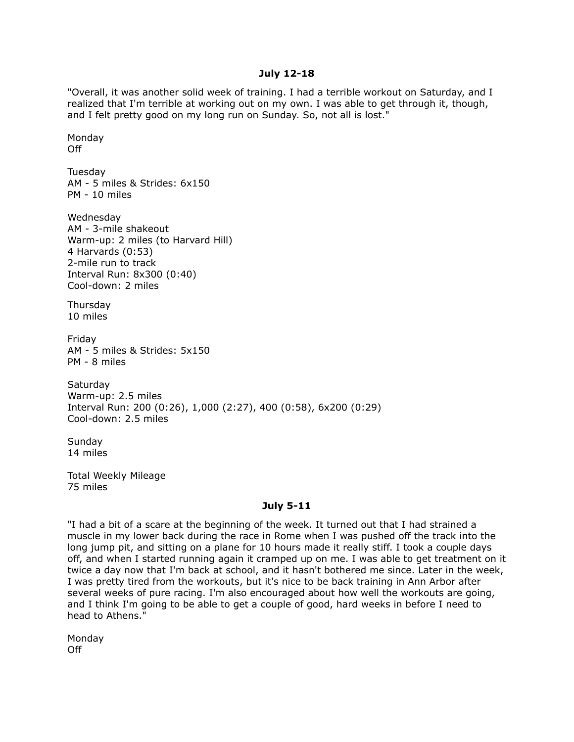## July 12-18

"Overall, it was another solid week of training. I had a terrible workout on Saturday, and I realized that I'm terrible at working out on my own. I was able to get through it, though, and I felt pretty good on my long run on Sunday. So, not all is lost."

Monday
Off

Tuesday
AM - 5 miles & Strides: 6x150
PM - 10 miles

Wednesday
AM - 3-mile shakeout
Warm-up: 2 miles (to Harvard Hill)
4 Harvards (0:53)
2-mile run to track
Interval Run: 8x300 (0:40)
Cool-down: 2 miles

Thursday
10 miles

Friday
AM - 5 miles & Strides: 5x150
PM - 8 miles

Saturday
Warm-up: 2.5 miles
Interval Run: 200 (0:26), 1,000 (2:27), 400 (0:58), 6x200 (0:29)
Cool-down: 2.5 miles

Sunday
14 miles

Total Weekly Mileage
75 miles

## July 5-11

"I had a bit of a scare at the beginning of the week. It turned out that I had strained a muscle in my lower back during the race in Rome when I was pushed off the track into the long jump pit, and sitting on a plane for 10 hours made it really stiff. I took a couple days off, and when I started running again it cramped up on me. I was able to get treatment on it twice a day now that I'm back at school, and it hasn't bothered me since. Later in the week, I was pretty tired from the workouts, but it's nice to be back training in Ann Arbor after several weeks of pure racing. I'm also encouraged about how well the workouts are going, and I think I'm going to be able to get a couple of good, hard weeks in before I need to head to Athens."

Monday
Off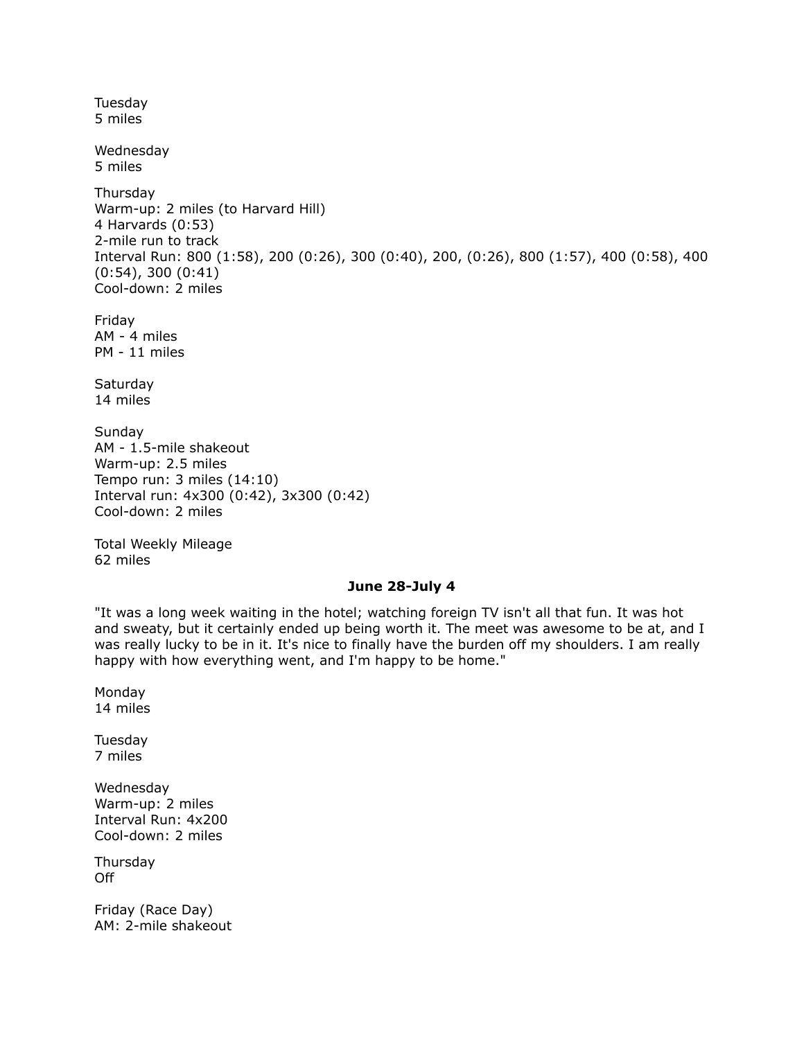Tuesday
5 miles

Wednesday
5 miles

Thursday
Warm-up: 2 miles (to Harvard Hill)
4 Harvards (0:53)
2-mile run to track
Interval Run: 800 (1:58), 200 (0:26), 300 (0:40), 200, (0:26), 800 (1:57), 400 (0:58), 400 (0:54), 300 (0:41)
Cool-down: 2 miles

Friday
AM - 4 miles
PM - 11 miles

Saturday
14 miles

Sunday
AM - 1.5-mile shakeout
Warm-up: 2.5 miles
Tempo run: 3 miles (14:10)
Interval run: 4x300 (0:42), 3x300 (0:42)
Cool-down: 2 miles

Total Weekly Mileage
62 miles

**June 28-July 4**

"It was a long week waiting in the hotel; watching foreign TV isn't all that fun. It was hot and sweaty, but it certainly ended up being worth it. The meet was awesome to be at, and I was really lucky to be in it. It's nice to finally have the burden off my shoulders. I am really happy with how everything went, and I'm happy to be home."

Monday
14 miles

Tuesday
7 miles

Wednesday
Warm-up: 2 miles
Interval Run: 4x200
Cool-down: 2 miles

Thursday
Off

Friday (Race Day)
AM: 2-mile shakeout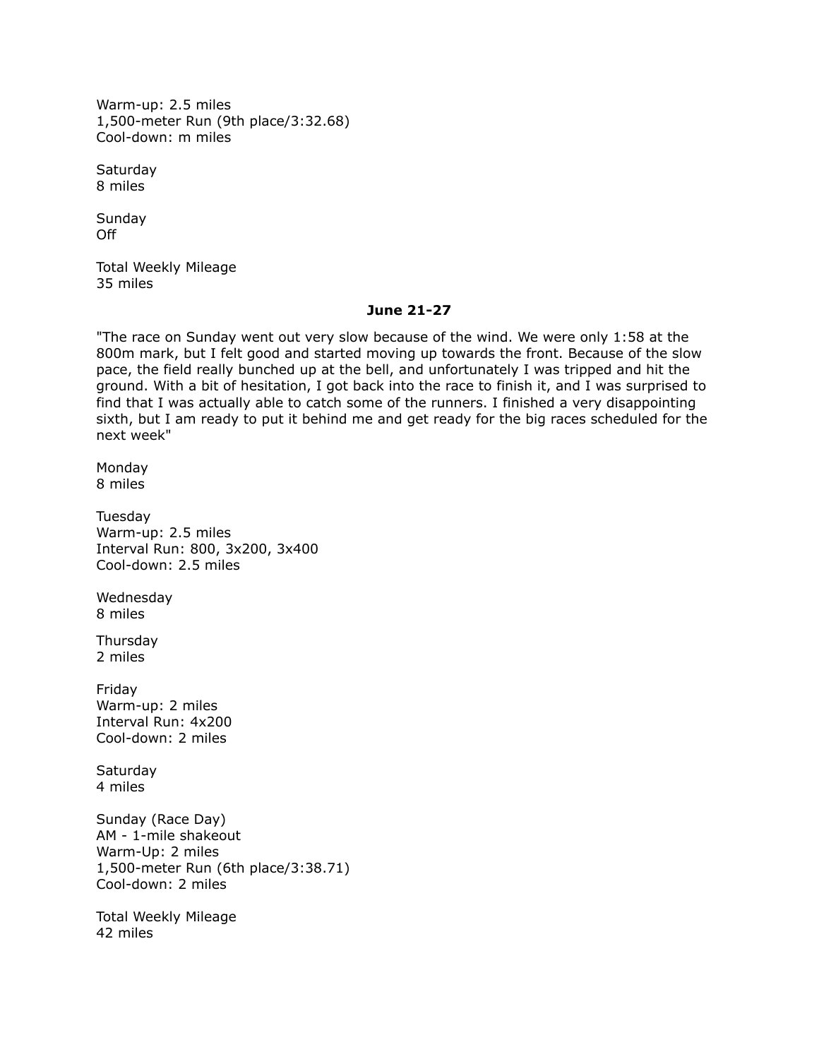Warm-up: 2.5 miles
1,500-meter Run (9th place/3:32.68)
Cool-down: m miles

Saturday
8 miles

Sunday
Off

Total Weekly Mileage
35 miles

**June 21-27**

"The race on Sunday went out very slow because of the wind. We were only 1:58 at the 800m mark, but I felt good and started moving up towards the front. Because of the slow pace, the field really bunched up at the bell, and unfortunately I was tripped and hit the ground. With a bit of hesitation, I got back into the race to finish it, and I was surprised to find that I was actually able to catch some of the runners. I finished a very disappointing sixth, but I am ready to put it behind me and get ready for the big races scheduled for the next week"

Monday
8 miles

Tuesday
Warm-up: 2.5 miles
Interval Run: 800, 3x200, 3x400
Cool-down: 2.5 miles

Wednesday
8 miles

Thursday
2 miles

Friday
Warm-up: 2 miles
Interval Run: 4x200
Cool-down: 2 miles

Saturday
4 miles

Sunday (Race Day)
AM - 1-mile shakeout
Warm-Up: 2 miles
1,500-meter Run (6th place/3:38.71)
Cool-down: 2 miles

Total Weekly Mileage
42 miles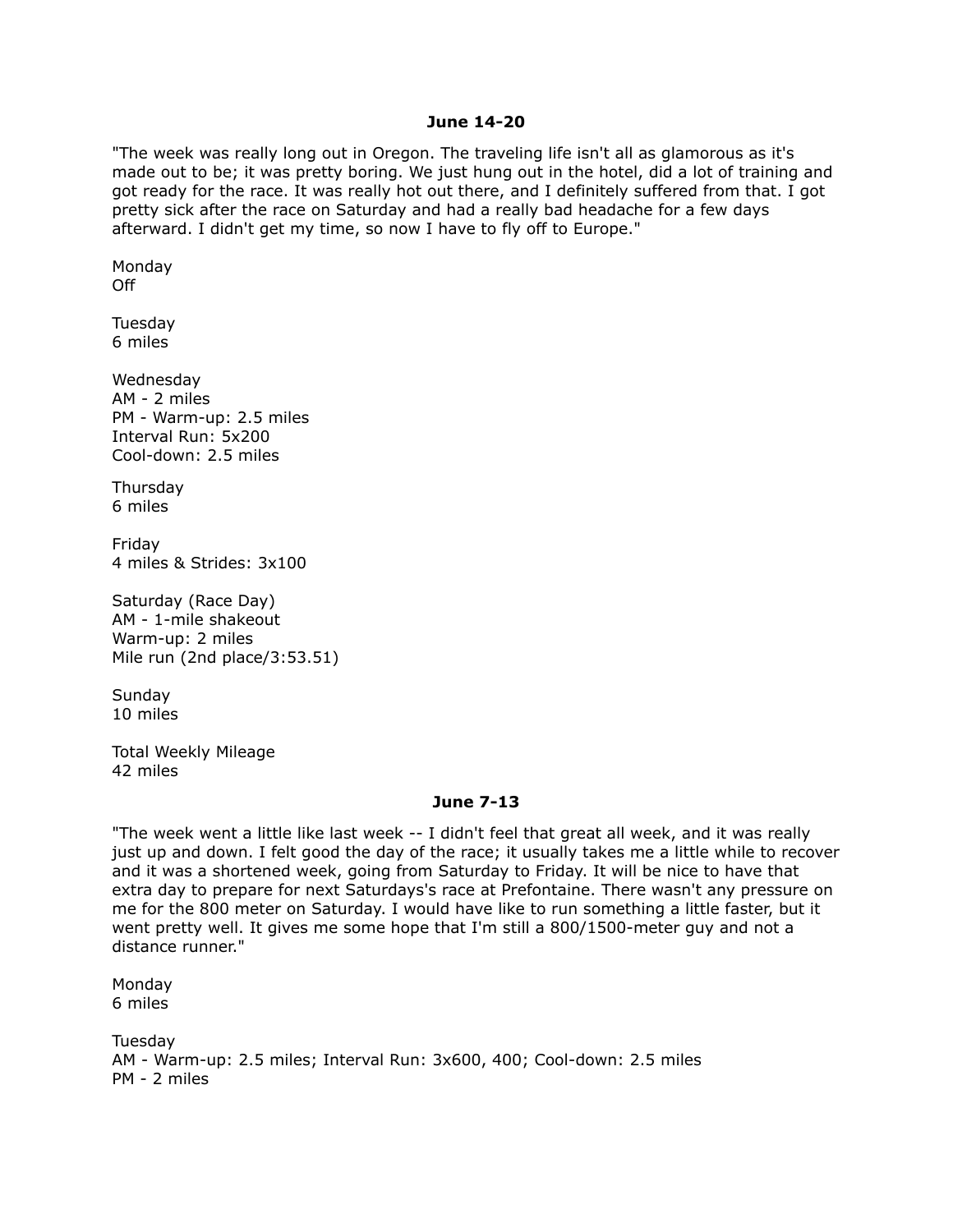**June 14-20**

"The week was really long out in Oregon. The traveling life isn't all as glamorous as it's made out to be; it was pretty boring. We just hung out in the hotel, did a lot of training and got ready for the race. It was really hot out there, and I definitely suffered from that. I got pretty sick after the race on Saturday and had a really bad headache for a few days afterward. I didn't get my time, so now I have to fly off to Europe."

Monday
Off

Tuesday
6 miles

Wednesday
AM - 2 miles
PM - Warm-up: 2.5 miles
Interval Run: 5x200
Cool-down: 2.5 miles

Thursday
6 miles

Friday
4 miles & Strides: 3x100

Saturday (Race Day)
AM - 1-mile shakeout
Warm-up: 2 miles
Mile run (2nd place/3:53.51)

Sunday
10 miles

Total Weekly Mileage
42 miles

**June 7-13**

"The week went a little like last week -- I didn't feel that great all week, and it was really just up and down. I felt good the day of the race; it usually takes me a little while to recover and it was a shortened week, going from Saturday to Friday. It will be nice to have that extra day to prepare for next Saturdays's race at Prefontaine. There wasn't any pressure on me for the 800 meter on Saturday. I would have like to run something a little faster, but it went pretty well. It gives me some hope that I'm still a 800/1500-meter guy and not a distance runner."

Monday
6 miles

Tuesday
AM - Warm-up: 2.5 miles; Interval Run: 3x600, 400; Cool-down: 2.5 miles
PM - 2 miles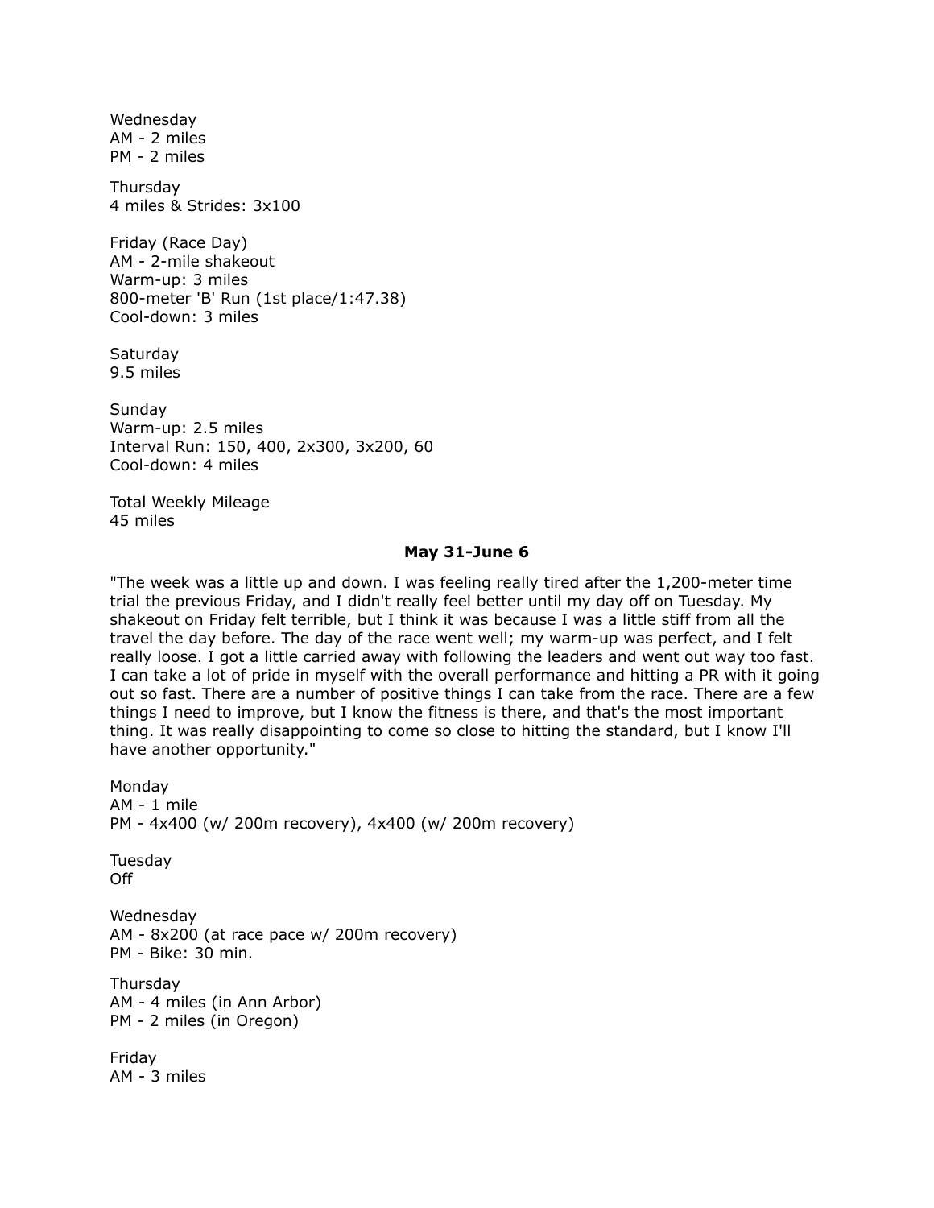Wednesday
AM - 2 miles
PM - 2 miles

Thursday
4 miles & Strides: 3x100

Friday (Race Day)
AM - 2-mile shakeout
Warm-up: 3 miles
800-meter 'B' Run (1st place/1:47.38)
Cool-down: 3 miles

Saturday
9.5 miles

Sunday
Warm-up: 2.5 miles
Interval Run: 150, 400, 2x300, 3x200, 60
Cool-down: 4 miles

Total Weekly Mileage
45 miles

**May 31-June 6**

"The week was a little up and down. I was feeling really tired after the 1,200-meter time trial the previous Friday, and I didn't really feel better until my day off on Tuesday. My shakeout on Friday felt terrible, but I think it was because I was a little stiff from all the travel the day before. The day of the race went well; my warm-up was perfect, and I felt really loose. I got a little carried away with following the leaders and went out way too fast. I can take a lot of pride in myself with the overall performance and hitting a PR with it going out so fast. There are a number of positive things I can take from the race. There are a few things I need to improve, but I know the fitness is there, and that's the most important thing. It was really disappointing to come so close to hitting the standard, but I know I'll have another opportunity."

Monday
AM - 1 mile
PM - 4x400 (w/ 200m recovery), 4x400 (w/ 200m recovery)

Tuesday
Off

Wednesday
AM - 8x200 (at race pace w/ 200m recovery)
PM - Bike: 30 min.

Thursday
AM - 4 miles (in Ann Arbor)
PM - 2 miles (in Oregon)

Friday
AM - 3 miles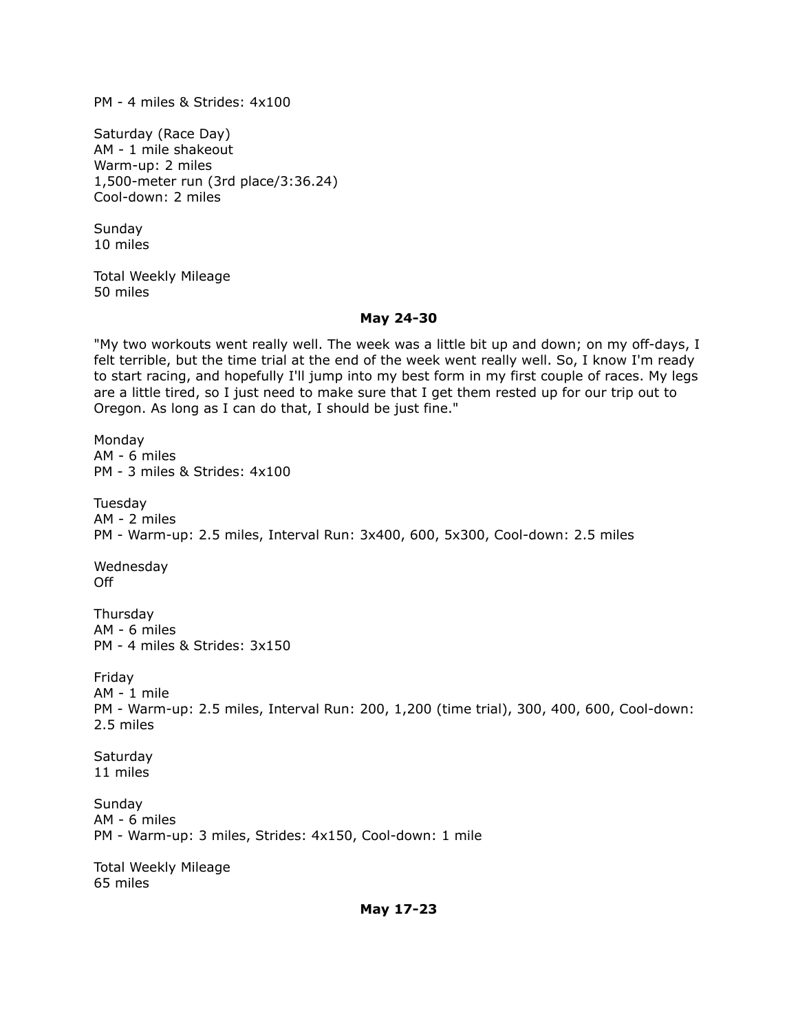PM - 4 miles & Strides: 4x100

Saturday (Race Day)
AM - 1 mile shakeout
Warm-up: 2 miles
1,500-meter run (3rd place/3:36.24)
Cool-down: 2 miles

Sunday
10 miles

Total Weekly Mileage
50 miles

**May 24-30**

"My two workouts went really well. The week was a little bit up and down; on my off-days, I felt terrible, but the time trial at the end of the week went really well. So, I know I'm ready to start racing, and hopefully I'll jump into my best form in my first couple of races. My legs are a little tired, so I just need to make sure that I get them rested up for our trip out to Oregon. As long as I can do that, I should be just fine."

Monday
AM - 6 miles
PM - 3 miles & Strides: 4x100

Tuesday
AM - 2 miles
PM - Warm-up: 2.5 miles, Interval Run: 3x400, 600, 5x300, Cool-down: 2.5 miles

Wednesday
Off

Thursday
AM - 6 miles
PM - 4 miles & Strides: 3x150

Friday
AM - 1 mile
PM - Warm-up: 2.5 miles, Interval Run: 200, 1,200 (time trial), 300, 400, 600, Cool-down: 2.5 miles

Saturday
11 miles

Sunday
AM - 6 miles
PM - Warm-up: 3 miles, Strides: 4x150, Cool-down: 1 mile

Total Weekly Mileage
65 miles

**May 17-23**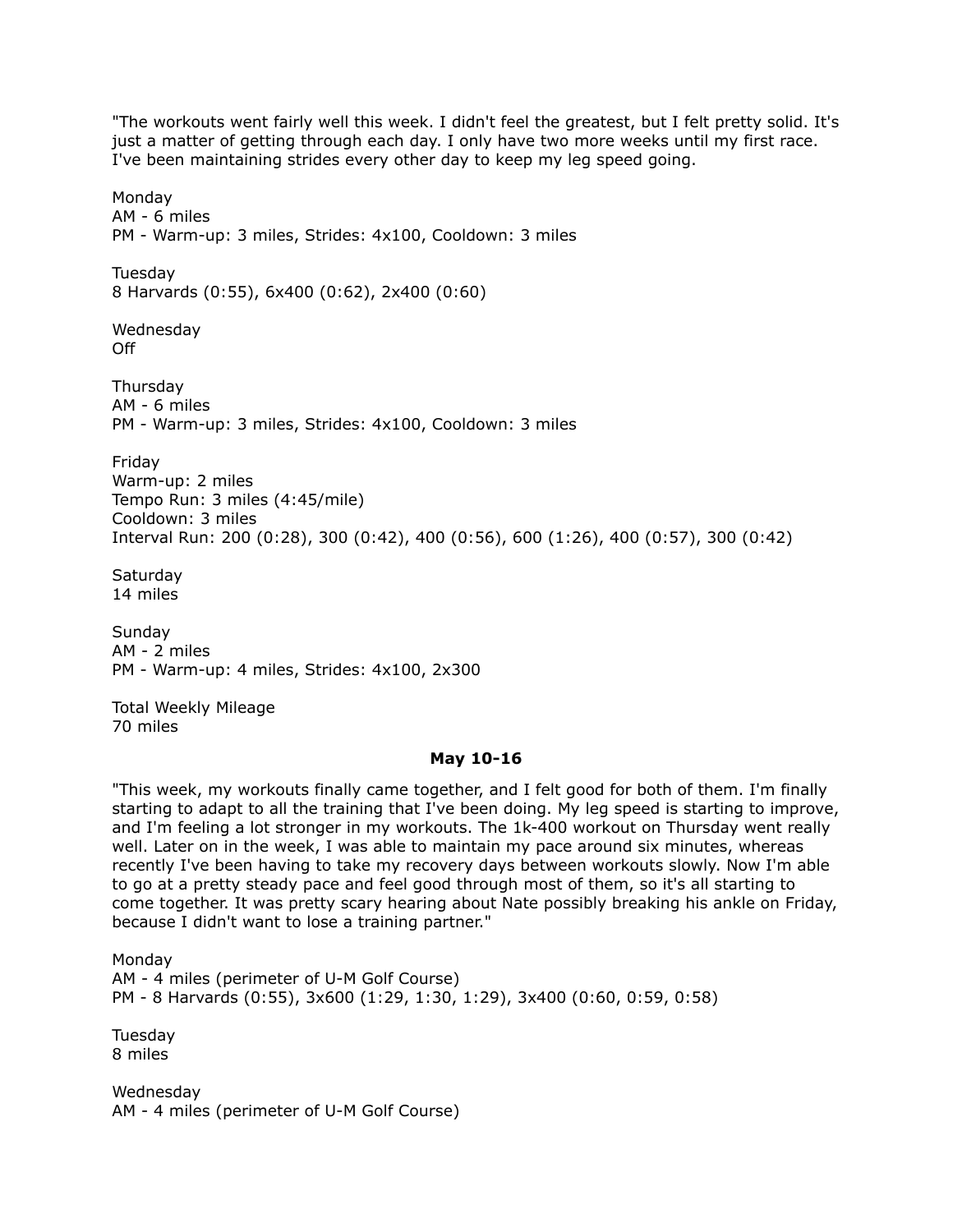"The workouts went fairly well this week. I didn't feel the greatest, but I felt pretty solid. It's just a matter of getting through each day. I only have two more weeks until my first race. I've been maintaining strides every other day to keep my leg speed going.

Monday
AM - 6 miles
PM - Warm-up: 3 miles, Strides: 4x100, Cooldown: 3 miles

Tuesday
8 Harvards (0:55), 6x400 (0:62), 2x400 (0:60)

Wednesday
Off

Thursday
AM - 6 miles
PM - Warm-up: 3 miles, Strides: 4x100, Cooldown: 3 miles

Friday
Warm-up: 2 miles
Tempo Run: 3 miles (4:45/mile)
Cooldown: 3 miles
Interval Run: 200 (0:28), 300 (0:42), 400 (0:56), 600 (1:26), 400 (0:57), 300 (0:42)

Saturday
14 miles

Sunday
AM - 2 miles
PM - Warm-up: 4 miles, Strides: 4x100, 2x300

Total Weekly Mileage
70 miles

**May 10-16**

"This week, my workouts finally came together, and I felt good for both of them. I'm finally starting to adapt to all the training that I've been doing. My leg speed is starting to improve, and I'm feeling a lot stronger in my workouts. The 1k-400 workout on Thursday went really well. Later on in the week, I was able to maintain my pace around six minutes, whereas recently I've been having to take my recovery days between workouts slowly. Now I'm able to go at a pretty steady pace and feel good through most of them, so it's all starting to come together. It was pretty scary hearing about Nate possibly breaking his ankle on Friday, because I didn't want to lose a training partner."

Monday
AM - 4 miles (perimeter of U-M Golf Course)
PM - 8 Harvards (0:55), 3x600 (1:29, 1:30, 1:29), 3x400 (0:60, 0:59, 0:58)

Tuesday
8 miles

Wednesday
AM - 4 miles (perimeter of U-M Golf Course)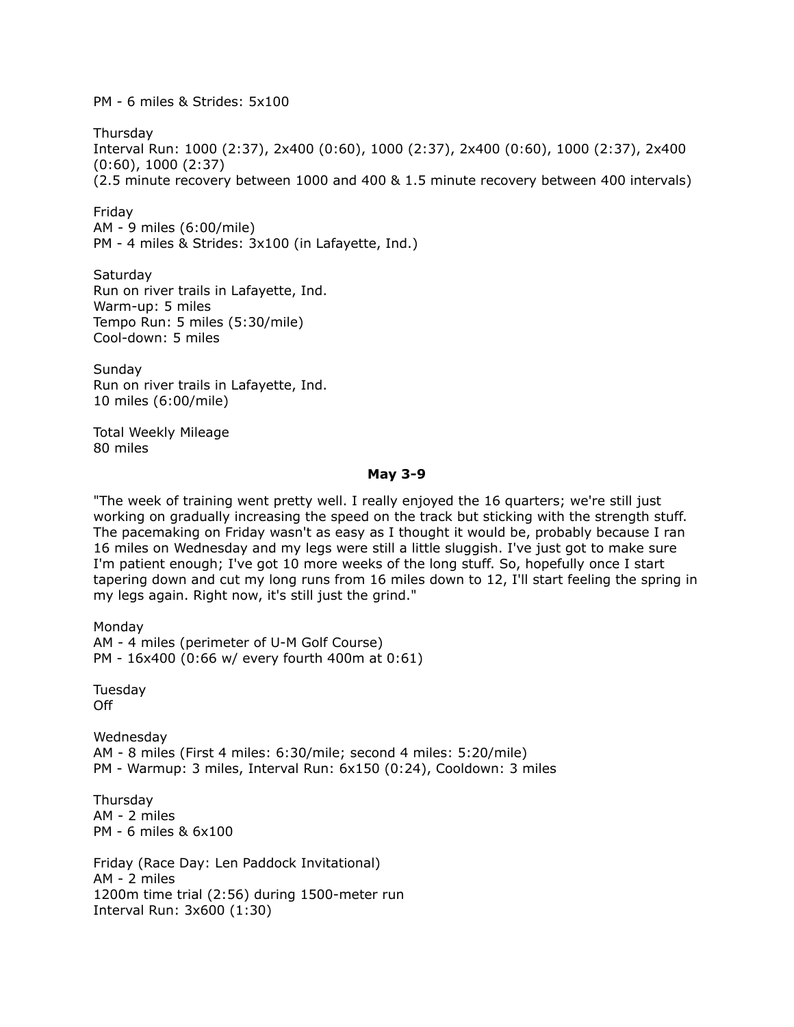PM - 6 miles & Strides: 5x100

Thursday
Interval Run: 1000 (2:37), 2x400 (0:60), 1000 (2:37), 2x400 (0:60), 1000 (2:37), 2x400 (0:60), 1000 (2:37)
(2.5 minute recovery between 1000 and 400 & 1.5 minute recovery between 400 intervals)

Friday
AM - 9 miles (6:00/mile)
PM - 4 miles & Strides: 3x100 (in Lafayette, Ind.)

Saturday
Run on river trails in Lafayette, Ind.
Warm-up: 5 miles
Tempo Run: 5 miles (5:30/mile)
Cool-down: 5 miles

Sunday
Run on river trails in Lafayette, Ind.
10 miles (6:00/mile)

Total Weekly Mileage
80 miles

**May 3-9**

"The week of training went pretty well. I really enjoyed the 16 quarters; we're still just working on gradually increasing the speed on the track but sticking with the strength stuff. The pacemaking on Friday wasn't as easy as I thought it would be, probably because I ran 16 miles on Wednesday and my legs were still a little sluggish. I've just got to make sure I'm patient enough; I've got 10 more weeks of the long stuff. So, hopefully once I start tapering down and cut my long runs from 16 miles down to 12, I'll start feeling the spring in my legs again. Right now, it's still just the grind."

Monday
AM - 4 miles (perimeter of U-M Golf Course)
PM - 16x400 (0:66 w/ every fourth 400m at 0:61)

Tuesday
Off

Wednesday
AM - 8 miles (First 4 miles: 6:30/mile; second 4 miles: 5:20/mile)
PM - Warmup: 3 miles, Interval Run: 6x150 (0:24), Cooldown: 3 miles

Thursday
AM - 2 miles
PM - 6 miles & 6x100

Friday (Race Day: Len Paddock Invitational)
AM - 2 miles
1200m time trial (2:56) during 1500-meter run
Interval Run: 3x600 (1:30)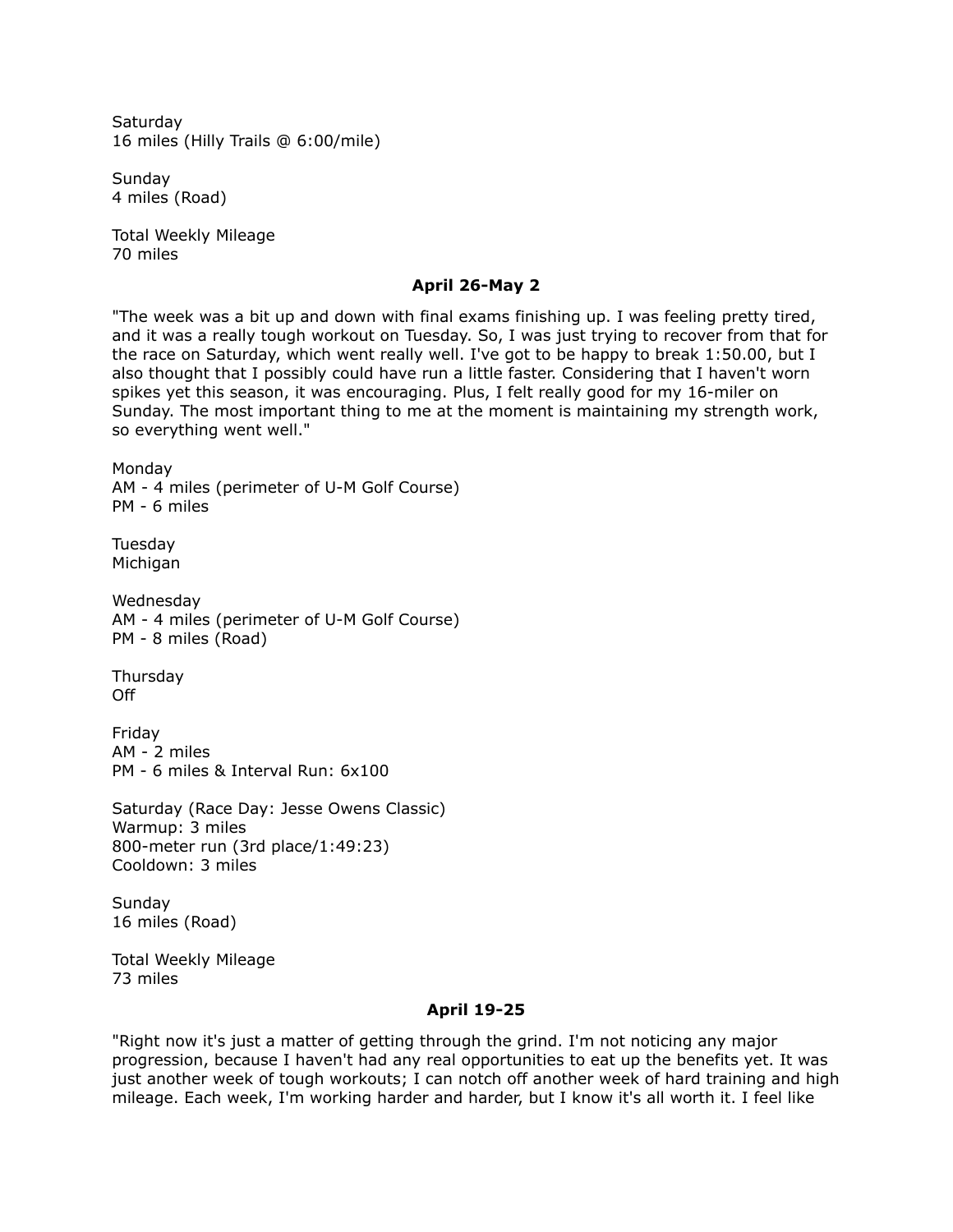Saturday
16 miles (Hilly Trails @ 6:00/mile)

Sunday
4 miles (Road)

Total Weekly Mileage
70 miles

**April 26-May 2**

"The week was a bit up and down with final exams finishing up. I was feeling pretty tired, and it was a really tough workout on Tuesday. So, I was just trying to recover from that for the race on Saturday, which went really well. I've got to be happy to break 1:50.00, but I also thought that I possibly could have run a little faster. Considering that I haven't worn spikes yet this season, it was encouraging. Plus, I felt really good for my 16-miler on Sunday. The most important thing to me at the moment is maintaining my strength work, so everything went well."

Monday
AM - 4 miles (perimeter of U-M Golf Course)
PM - 6 miles

Tuesday
Michigan

Wednesday
AM - 4 miles (perimeter of U-M Golf Course)
PM - 8 miles (Road)

Thursday
Off

Friday
AM - 2 miles
PM - 6 miles & Interval Run: 6x100

Saturday (Race Day: Jesse Owens Classic)
Warmup: 3 miles
800-meter run (3rd place/1:49:23)
Cooldown: 3 miles

Sunday
16 miles (Road)

Total Weekly Mileage
73 miles

**April 19-25**

"Right now it's just a matter of getting through the grind. I'm not noticing any major progression, because I haven't had any real opportunities to eat up the benefits yet. It was just another week of tough workouts; I can notch off another week of hard training and high mileage. Each week, I'm working harder and harder, but I know it's all worth it. I feel like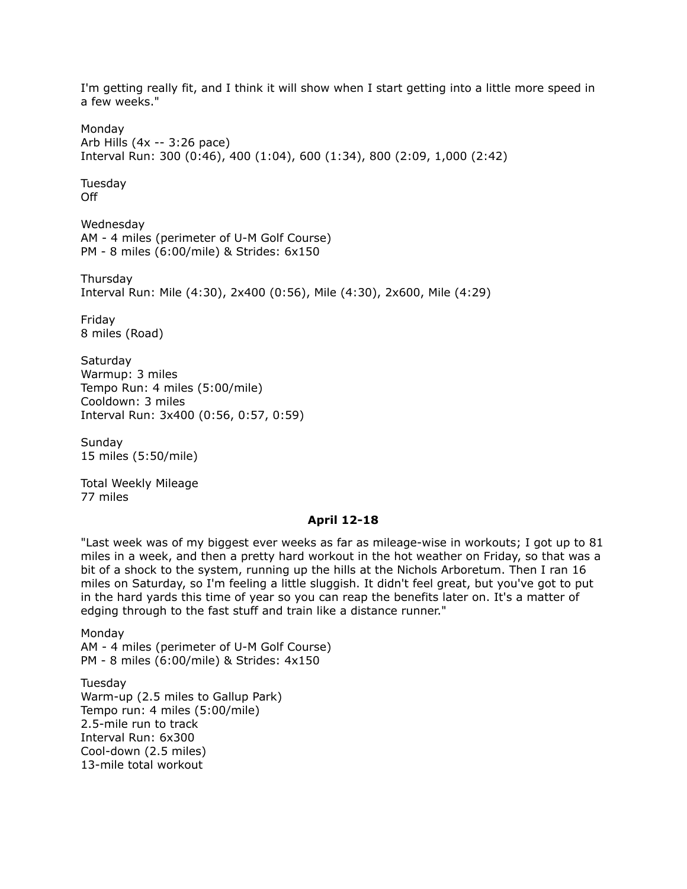I'm getting really fit, and I think it will show when I start getting into a little more speed in a few weeks."

Monday
Arb Hills (4x -- 3:26 pace)
Interval Run: 300 (0:46), 400 (1:04), 600 (1:34), 800 (2:09, 1,000 (2:42)

Tuesday
Off

Wednesday
AM - 4 miles (perimeter of U-M Golf Course)
PM - 8 miles (6:00/mile) & Strides: 6x150

Thursday
Interval Run: Mile (4:30), 2x400 (0:56), Mile (4:30), 2x600, Mile (4:29)

Friday
8 miles (Road)

Saturday
Warmup: 3 miles
Tempo Run: 4 miles (5:00/mile)
Cooldown: 3 miles
Interval Run: 3x400 (0:56, 0:57, 0:59)

Sunday
15 miles (5:50/mile)

Total Weekly Mileage
77 miles

**April 12-18**

"Last week was of my biggest ever weeks as far as mileage-wise in workouts; I got up to 81 miles in a week, and then a pretty hard workout in the hot weather on Friday, so that was a bit of a shock to the system, running up the hills at the Nichols Arboretum. Then I ran 16 miles on Saturday, so I'm feeling a little sluggish. It didn't feel great, but you've got to put in the hard yards this time of year so you can reap the benefits later on. It's a matter of edging through to the fast stuff and train like a distance runner."

Monday
AM - 4 miles (perimeter of U-M Golf Course)
PM - 8 miles (6:00/mile) & Strides: 4x150

Tuesday
Warm-up (2.5 miles to Gallup Park)
Tempo run: 4 miles (5:00/mile)
2.5-mile run to track
Interval Run: 6x300
Cool-down (2.5 miles)
13-mile total workout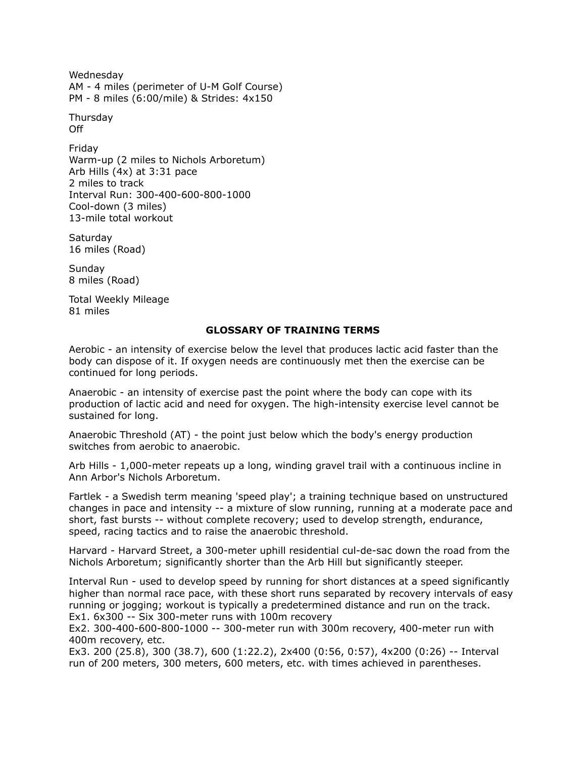Wednesday
AM - 4 miles (perimeter of U-M Golf Course)
PM - 8 miles (6:00/mile) & Strides: 4x150

Thursday
Off

Friday
Warm-up (2 miles to Nichols Arboretum)
Arb Hills (4x) at 3:31 pace
2 miles to track
Interval Run: 300-400-600-800-1000
Cool-down (3 miles)
13-mile total workout

Saturday
16 miles (Road)

Sunday
8 miles (Road)

Total Weekly Mileage
81 miles

## GLOSSARY OF TRAINING TERMS

Aerobic - an intensity of exercise below the level that produces lactic acid faster than the body can dispose of it. If oxygen needs are continuously met then the exercise can be continued for long periods.

Anaerobic - an intensity of exercise past the point where the body can cope with its production of lactic acid and need for oxygen. The high-intensity exercise level cannot be sustained for long.

Anaerobic Threshold (AT) - the point just below which the body's energy production switches from aerobic to anaerobic.

Arb Hills - 1,000-meter repeats up a long, winding gravel trail with a continuous incline in Ann Arbor's Nichols Arboretum.

Fartlek - a Swedish term meaning 'speed play'; a training technique based on unstructured changes in pace and intensity -- a mixture of slow running, running at a moderate pace and short, fast bursts -- without complete recovery; used to develop strength, endurance, speed, racing tactics and to raise the anaerobic threshold.

Harvard - Harvard Street, a 300-meter uphill residential cul-de-sac down the road from the Nichols Arboretum; significantly shorter than the Arb Hill but significantly steeper.

Interval Run - used to develop speed by running for short distances at a speed significantly higher than normal race pace, with these short runs separated by recovery intervals of easy running or jogging; workout is typically a predetermined distance and run on the track.
Ex1. 6x300 -- Six 300-meter runs with 100m recovery
Ex2. 300-400-600-800-1000 -- 300-meter run with 300m recovery, 400-meter run with 400m recovery, etc.
Ex3. 200 (25.8), 300 (38.7), 600 (1:22.2), 2x400 (0:56, 0:57), 4x200 (0:26) -- Interval run of 200 meters, 300 meters, 600 meters, etc. with times achieved in parentheses.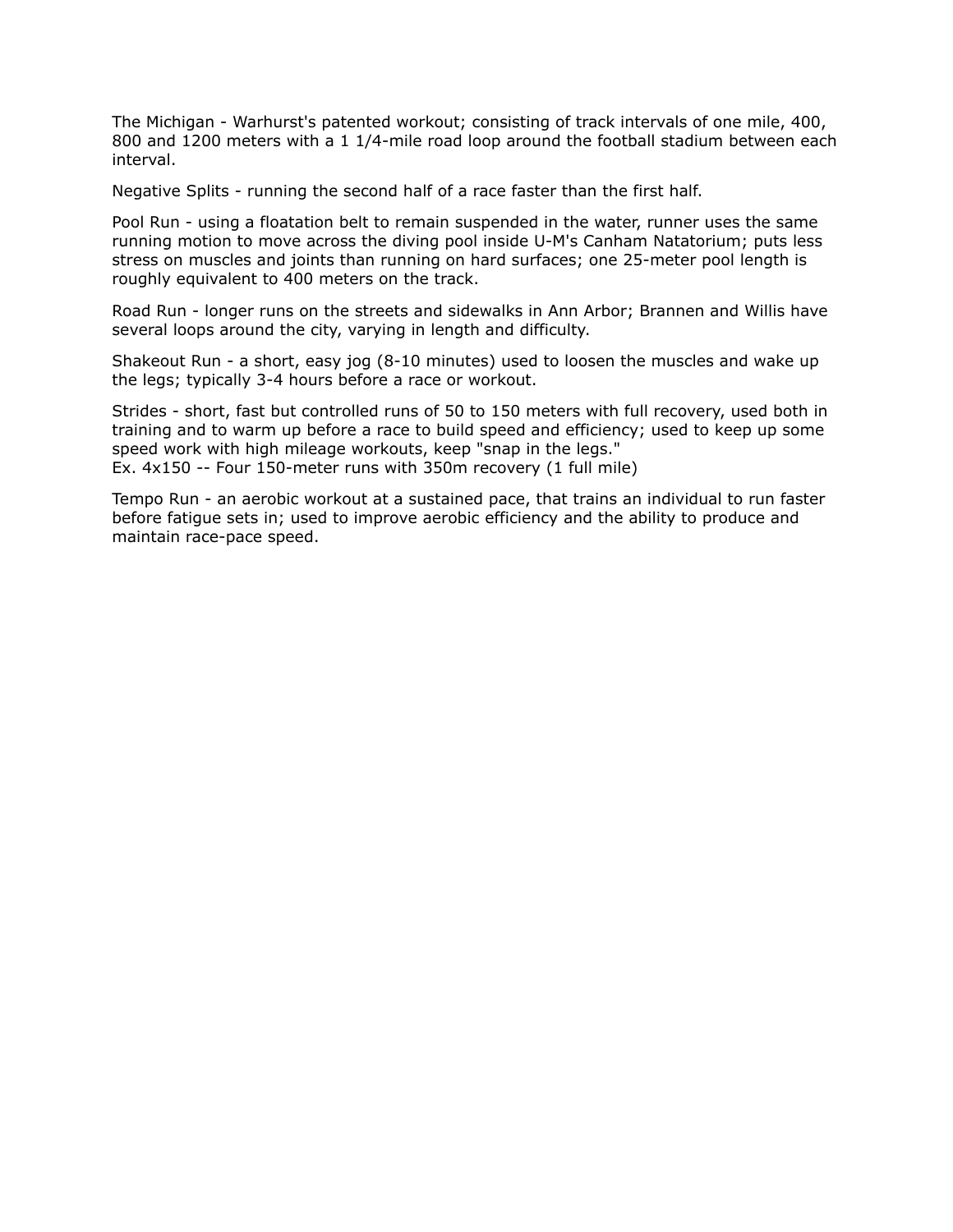The Michigan - Warhurst's patented workout; consisting of track intervals of one mile, 400, 800 and 1200 meters with a 1 1/4-mile road loop around the football stadium between each interval.

Negative Splits - running the second half of a race faster than the first half.

Pool Run - using a floatation belt to remain suspended in the water, runner uses the same running motion to move across the diving pool inside U-M's Canham Natatorium; puts less stress on muscles and joints than running on hard surfaces; one 25-meter pool length is roughly equivalent to 400 meters on the track.

Road Run - longer runs on the streets and sidewalks in Ann Arbor; Brannen and Willis have several loops around the city, varying in length and difficulty.

Shakeout Run - a short, easy jog (8-10 minutes) used to loosen the muscles and wake up the legs; typically 3-4 hours before a race or workout.

Strides - short, fast but controlled runs of 50 to 150 meters with full recovery, used both in training and to warm up before a race to build speed and efficiency; used to keep up some speed work with high mileage workouts, keep "snap in the legs."
Ex. 4x150 -- Four 150-meter runs with 350m recovery (1 full mile)

Tempo Run - an aerobic workout at a sustained pace, that trains an individual to run faster before fatigue sets in; used to improve aerobic efficiency and the ability to produce and maintain race-pace speed.